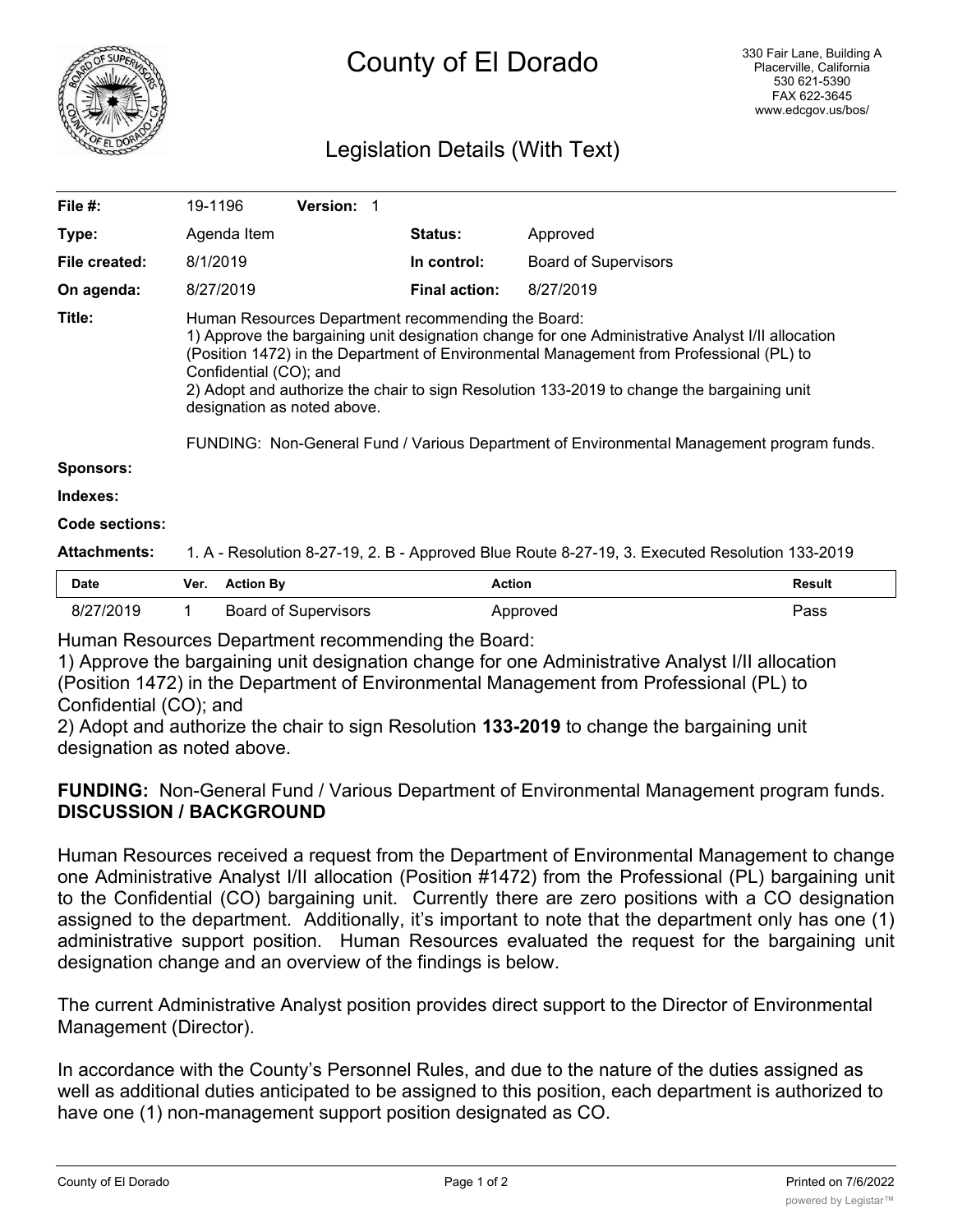# County of El Dorado

330 Fair Lane, Building A
Placerville, California
530 621-5390
FAX 622-3645
www.edcgov.us/bos/

## Legislation Details (With Text)

| | | | |
|---|---|---|---|
| **File #:** | 19-1196 **Version:** 1 | | |
| **Type:** | Agenda Item | **Status:** | Approved |
| **File created:** | 8/1/2019 | **In control:** | Board of Supervisors |
| **On agenda:** | 8/27/2019 | **Final action:** | 8/27/2019 |

**Title:** Human Resources Department recommending the Board:
1) Approve the bargaining unit designation change for one Administrative Analyst I/II allocation (Position 1472) in the Department of Environmental Management from Professional (PL) to Confidential (CO); and
2) Adopt and authorize the chair to sign Resolution 133-2019 to change the bargaining unit designation as noted above.

FUNDING: Non-General Fund / Various Department of Environmental Management program funds.

**Sponsors:**

**Indexes:**

**Code sections:**

**Attachments:** 1. A - Resolution 8-27-19, 2. B - Approved Blue Route 8-27-19, 3. Executed Resolution 133-2019

| Date | Ver. | Action By | Action | Result |
|---|---|---|---|---|
| 8/27/2019 | 1 | Board of Supervisors | Approved | Pass |

Human Resources Department recommending the Board:
1) Approve the bargaining unit designation change for one Administrative Analyst I/II allocation (Position 1472) in the Department of Environmental Management from Professional (PL) to Confidential (CO); and
2) Adopt and authorize the chair to sign Resolution **133-2019** to change the bargaining unit designation as noted above.

**FUNDING:** Non-General Fund / Various Department of Environmental Management program funds.
**DISCUSSION / BACKGROUND**

Human Resources received a request from the Department of Environmental Management to change one Administrative Analyst I/II allocation (Position #1472) from the Professional (PL) bargaining unit to the Confidential (CO) bargaining unit. Currently there are zero positions with a CO designation assigned to the department. Additionally, it's important to note that the department only has one (1) administrative support position. Human Resources evaluated the request for the bargaining unit designation change and an overview of the findings is below.

The current Administrative Analyst position provides direct support to the Director of Environmental Management (Director).

In accordance with the County's Personnel Rules, and due to the nature of the duties assigned as well as additional duties anticipated to be assigned to this position, each department is authorized to have one (1) non-management support position designated as CO.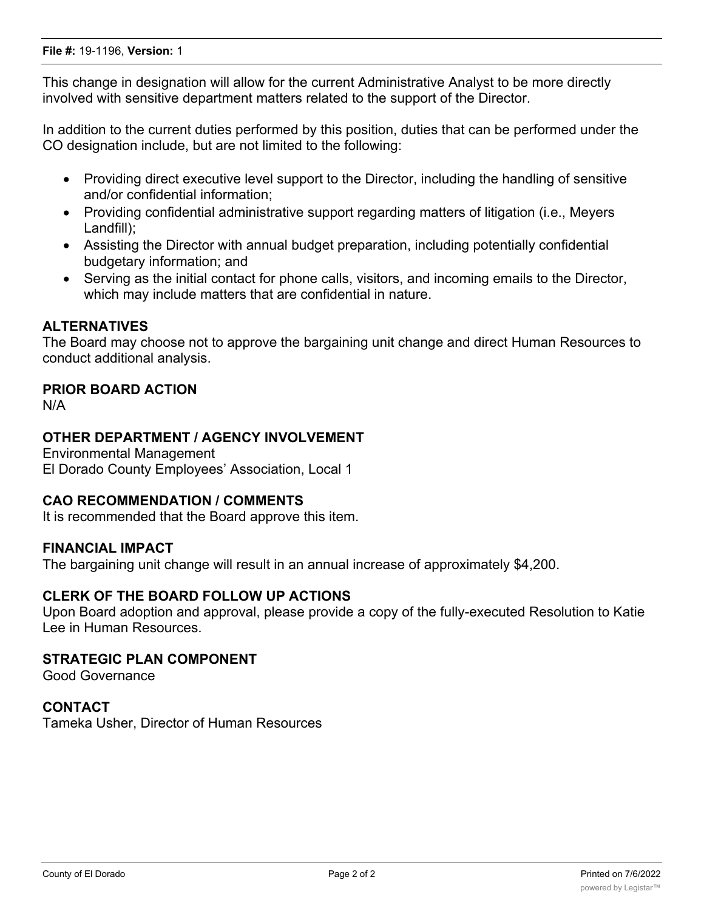This change in designation will allow for the current Administrative Analyst to be more directly involved with sensitive department matters related to the support of the Director.

In addition to the current duties performed by this position, duties that can be performed under the CO designation include, but are not limited to the following:

- Providing direct executive level support to the Director, including the handling of sensitive and/or confidential information;
- Providing confidential administrative support regarding matters of litigation (i.e., Meyers Landfill);
- Assisting the Director with annual budget preparation, including potentially confidential budgetary information; and
- Serving as the initial contact for phone calls, visitors, and incoming emails to the Director, which may include matters that are confidential in nature.

**ALTERNATIVES**
The Board may choose not to approve the bargaining unit change and direct Human Resources to conduct additional analysis.

**PRIOR BOARD ACTION**
N/A

**OTHER DEPARTMENT / AGENCY INVOLVEMENT**
Environmental Management
El Dorado County Employees' Association, Local 1

**CAO RECOMMENDATION / COMMENTS**
It is recommended that the Board approve this item.

**FINANCIAL IMPACT**
The bargaining unit change will result in an annual increase of approximately $4,200.

**CLERK OF THE BOARD FOLLOW UP ACTIONS**
Upon Board adoption and approval, please provide a copy of the fully-executed Resolution to Katie Lee in Human Resources.

**STRATEGIC PLAN COMPONENT**
Good Governance

**CONTACT**
Tameka Usher, Director of Human Resources